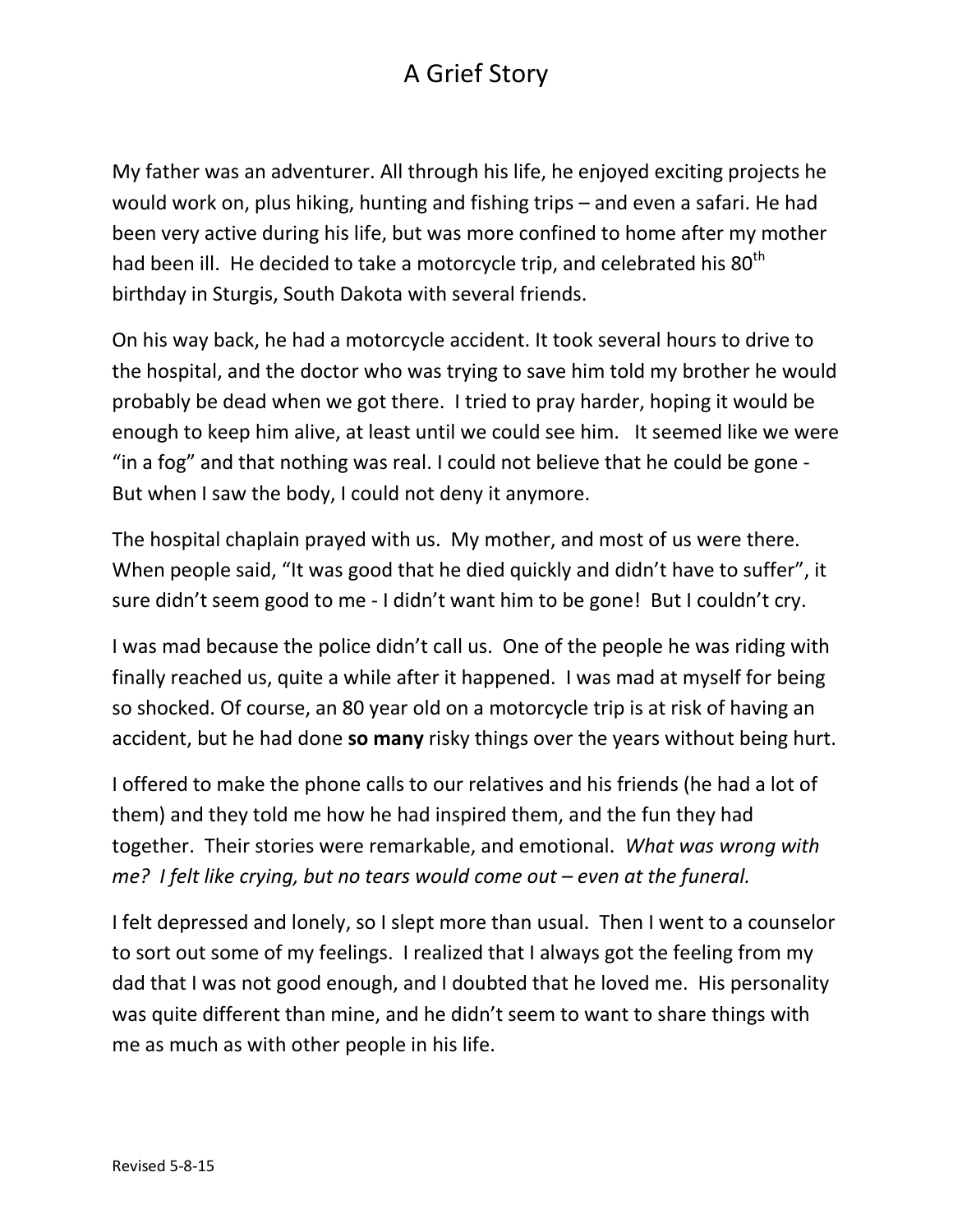# A Grief Story

My father was an adventurer. All through his life, he enjoyed exciting projects he would work on, plus hiking, hunting and fishing trips – and even a safari. He had been very active during his life, but was more confined to home after my mother had been ill. He decided to take a motorcycle trip, and celebrated his 80th birthday in Sturgis, South Dakota with several friends.

On his way back, he had a motorcycle accident. It took several hours to drive to the hospital, and the doctor who was trying to save him told my brother he would probably be dead when we got there. I tried to pray harder, hoping it would be enough to keep him alive, at least until we could see him. It seemed like we were "in a fog" and that nothing was real. I could not believe that he could be gone - But when I saw the body, I could not deny it anymore.

The hospital chaplain prayed with us. My mother, and most of us were there. When people said, "It was good that he died quickly and didn't have to suffer", it sure didn't seem good to me - I didn't want him to be gone! But I couldn't cry.

I was mad because the police didn't call us. One of the people he was riding with finally reached us, quite a while after it happened. I was mad at myself for being so shocked. Of course, an 80 year old on a motorcycle trip is at risk of having an accident, but he had done **so many** risky things over the years without being hurt.

I offered to make the phone calls to our relatives and his friends (he had a lot of them) and they told me how he had inspired them, and the fun they had together. Their stories were remarkable, and emotional. *What was wrong with me? I felt like crying, but no tears would come out – even at the funeral.*

I felt depressed and lonely, so I slept more than usual. Then I went to a counselor to sort out some of my feelings. I realized that I always got the feeling from my dad that I was not good enough, and I doubted that he loved me. His personality was quite different than mine, and he didn't seem to want to share things with me as much as with other people in his life.

Revised 5-8-15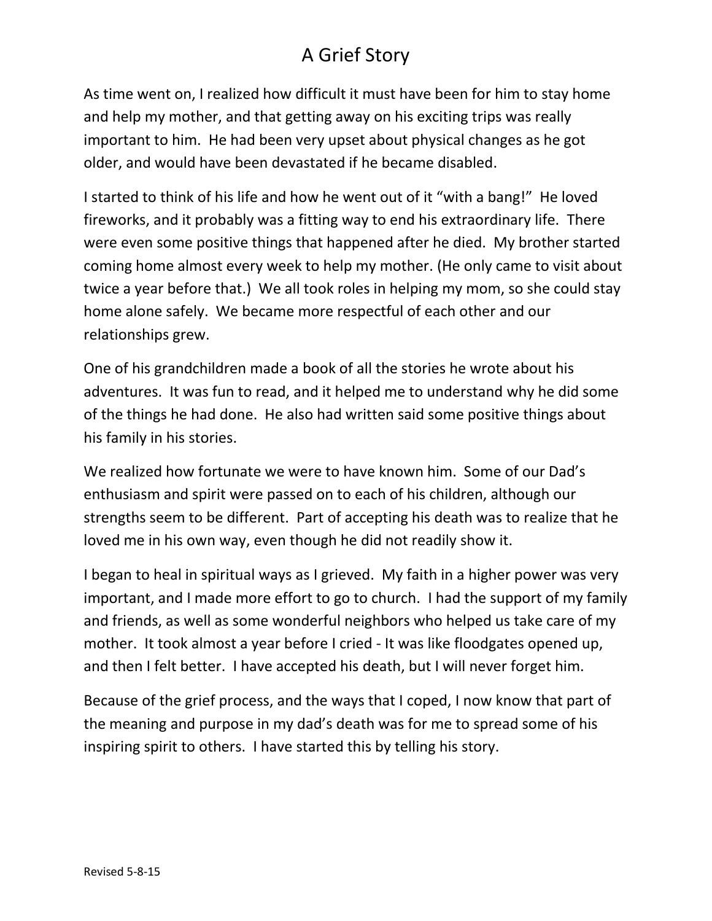# A Grief Story

As time went on, I realized how difficult it must have been for him to stay home and help my mother, and that getting away on his exciting trips was really important to him. He had been very upset about physical changes as he got older, and would have been devastated if he became disabled.

I started to think of his life and how he went out of it "with a bang!" He loved fireworks, and it probably was a fitting way to end his extraordinary life. There were even some positive things that happened after he died. My brother started coming home almost every week to help my mother. (He only came to visit about twice a year before that.) We all took roles in helping my mom, so she could stay home alone safely. We became more respectful of each other and our relationships grew.

One of his grandchildren made a book of all the stories he wrote about his adventures. It was fun to read, and it helped me to understand why he did some of the things he had done. He also had written said some positive things about his family in his stories.

We realized how fortunate we were to have known him. Some of our Dad's enthusiasm and spirit were passed on to each of his children, although our strengths seem to be different. Part of accepting his death was to realize that he loved me in his own way, even though he did not readily show it.

I began to heal in spiritual ways as I grieved. My faith in a higher power was very important, and I made more effort to go to church. I had the support of my family and friends, as well as some wonderful neighbors who helped us take care of my mother. It took almost a year before I cried - It was like floodgates opened up, and then I felt better. I have accepted his death, but I will never forget him.

Because of the grief process, and the ways that I coped, I now know that part of the meaning and purpose in my dad's death was for me to spread some of his inspiring spirit to others. I have started this by telling his story.

Revised 5-8-15